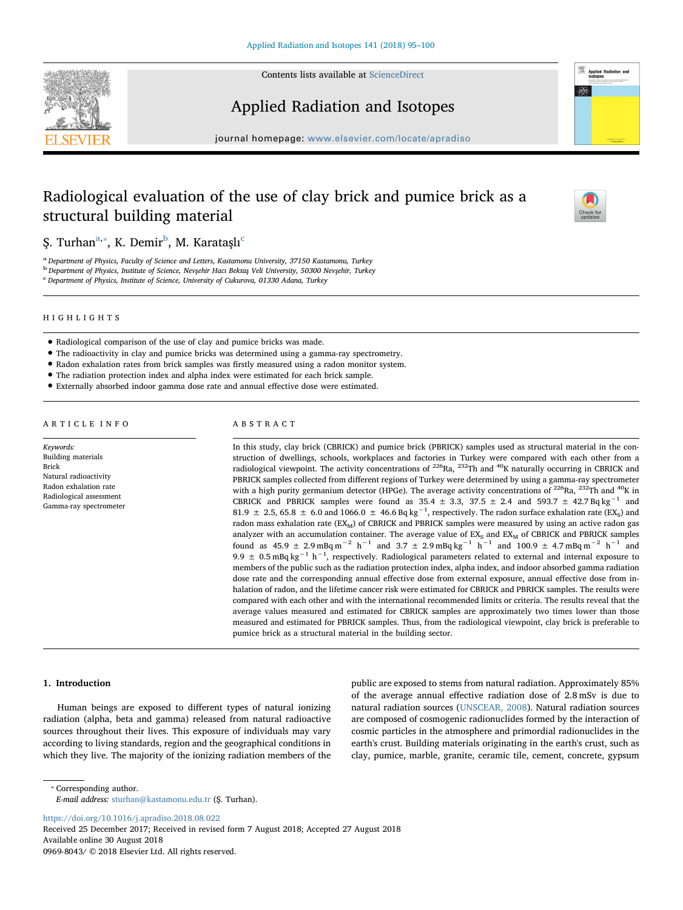# Radiological evaluation of the use of clay brick and pumice brick as a structural building material

Ş. Turhan[a,*], K. Demir[b], M. Karataşlı[c]

[a] Department of Physics, Faculty of Science and Letters, Kastamonu University, 37150 Kastamonu, Turkey
[b] Department of Physics, Institute of Science, Nevşehir Hacı Bektaş Veli University, 50300 Nevşehir, Turkey
[c] Department of Physics, Institute of Science, University of Cukurova, 01330 Adana, Turkey

## HIGHLIGHTS

- Radiological comparison of the use of clay and pumice bricks was made.
- The radioactivity in clay and pumice bricks was determined using a gamma-ray spectrometry.
- Radon exhalation rates from brick samples was firstly measured using a radon monitor system.
- The radiation protection index and alpha index were estimated for each brick sample.
- Externally absorbed indoor gamma dose rate and annual effective dose were estimated.

## ARTICLE INFO

*Keywords:*
Building materials
Brick
Natural radioactivity
Radon exhalation rate
Radiological assessment
Gamma-ray spectrometer

## ABSTRACT

In this study, clay brick (CBRICK) and pumice brick (PBRICK) samples used as structural material in the construction of dwellings, schools, workplaces and factories in Turkey were compared with each other from a radiological viewpoint. The activity concentrations of $^{226}$Ra, $^{232}$Th and $^{40}$K naturally occurring in CBRICK and PBRICK samples collected from different regions of Turkey were determined by using a gamma-ray spectrometer with a high purity germanium detector (HPGe). The average activity concentrations of $^{226}$Ra, $^{232}$Th and $^{40}$K in CBRICK and PBRICK samples were found as 35.4 ± 3.3, 37.5 ± 2.4 and 593.7 ± 42.7 Bq kg$^{-1}$ and 81.9 ± 2.5, 65.8 ± 6.0 and 1066.0 ± 46.6 Bq kg$^{-1}$, respectively. The radon surface exhalation rate ($EX_S$) and radon mass exhalation rate ($EX_M$) of CBRICK and PBRICK samples were measured by using an active radon gas analyzer with an accumulation container. The average value of $EX_S$ and $EX_M$ of CBRICK and PBRICK samples found as 45.9 ± 2.9 mBq m$^{-2}$ h$^{-1}$ and 3.7 ± 2.9 mBq kg$^{-1}$ h$^{-1}$ and 100.9 ± 4.7 mBq m$^{-2}$ h$^{-1}$ and 9.9 ± 0.5 mBq kg$^{-1}$ h$^{-1}$, respectively. Radiological parameters related to external and internal exposure to members of the public such as the radiation protection index, alpha index, and indoor absorbed gamma radiation dose rate and the corresponding annual effective dose from external exposure, annual effective dose from inhalation of radon, and the lifetime cancer risk were estimated for CBRICK and PBRICK samples. The results were compared with each other and with the international recommended limits or criteria. The results reveal that the average values measured and estimated for CBRICK samples are approximately two times lower than those measured and estimated for PBRICK samples. Thus, from the radiological viewpoint, clay brick is preferable to pumice brick as a structural material in the building sector.

## 1. Introduction

Human beings are exposed to different types of natural ionizing radiation (alpha, beta and gamma) released from natural radioactive sources throughout their lives. This exposure of individuals may vary according to living standards, region and the geographical conditions in which they live. The majority of the ionizing radiation members of the public are exposed to stems from natural radiation. Approximately 85% of the average annual effective radiation dose of 2.8 mSv is due to natural radiation sources (UNSCEAR, 2008). Natural radiation sources are composed of cosmogenic radionuclides formed by the interaction of cosmic particles in the atmosphere and primordial radionuclides in the earth's crust. Building materials originating in the earth's crust, such as clay, pumice, marble, granite, ceramic tile, cement, concrete, gypsum

\* Corresponding author.
*E-mail address:* sturhan@kastamonu.edu.tr (Ş. Turhan).

https://doi.org/10.1016/j.apradiso.2018.08.022
Received 25 December 2017; Received in revised form 7 August 2018; Accepted 27 August 2018
Available online 30 August 2018
0969-8043/ © 2018 Elsevier Ltd. All rights reserved.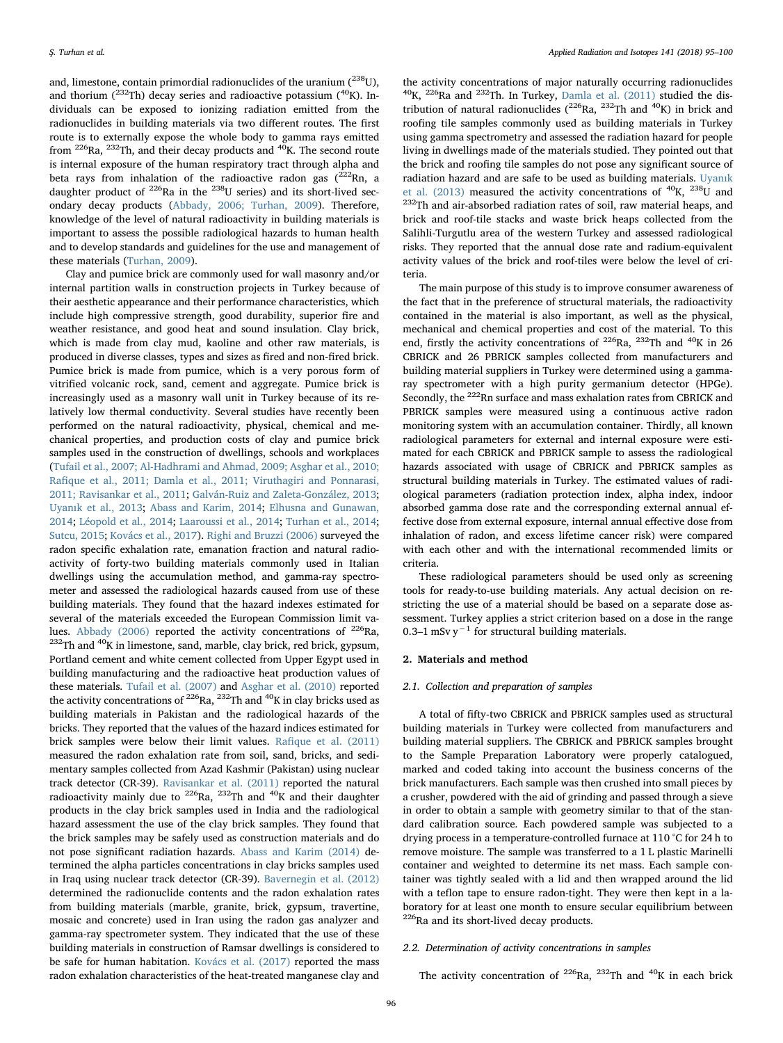and, limestone, contain primordial radionuclides of the uranium ($^{238}$U), and thorium ($^{232}$Th) decay series and radioactive potassium ($^{40}$K). Individuals can be exposed to ionizing radiation emitted from the radionuclides in building materials via two different routes. The first route is to externally expose the whole body to gamma rays emitted from $^{226}$Ra, $^{232}$Th, and their decay products and $^{40}$K. The second route is internal exposure of the human respiratory tract through alpha and beta rays from inhalation of the radioactive radon gas ($^{222}$Rn, a daughter product of $^{226}$Ra in the $^{238}$U series) and its short-lived secondary decay products (Abbady, 2006; Turhan, 2009). Therefore, knowledge of the level of natural radioactivity in building materials is important to assess the possible radiological hazards to human health and to develop standards and guidelines for the use and management of these materials (Turhan, 2009).

Clay and pumice brick are commonly used for wall masonry and/or internal partition walls in construction projects in Turkey because of their aesthetic appearance and their performance characteristics, which include high compressive strength, good durability, superior fire and weather resistance, and good heat and sound insulation. Clay brick, which is made from clay mud, kaoline and other raw materials, is produced in diverse classes, types and sizes as fired and non-fired brick. Pumice brick is made from pumice, which is a very porous form of vitrified volcanic rock, sand, cement and aggregate. Pumice brick is increasingly used as a masonry wall unit in Turkey because of its relatively low thermal conductivity. Several studies have recently been performed on the natural radioactivity, physical, chemical and mechanical properties, and production costs of clay and pumice brick samples used in the construction of dwellings, schools and workplaces (Tufail et al., 2007; Al-Hadhrami and Ahmad, 2009; Asghar et al., 2010; Rafique et al., 2011; Damla et al., 2011; Viruthagiri and Ponnarasi, 2011; Ravisankar et al., 2011; Galván-Ruiz and Zaleta-González, 2013; Uyanık et al., 2013; Abass and Karim, 2014; Elhusna and Gunawan, 2014; Léopold et al., 2014; Laaroussi et al., 2014; Turhan et al., 2014; Sutcu, 2015; Kovács et al., 2017). Righi and Bruzzi (2006) surveyed the radon specific exhalation rate, emanation fraction and natural radioactivity of forty-two building materials commonly used in Italian dwellings using the accumulation method, and gamma-ray spectrometer and assessed the radiological hazards caused from use of these building materials. They found that the hazard indexes estimated for several of the materials exceeded the European Commission limit values. Abbady (2006) reported the activity concentrations of $^{226}$Ra, $^{232}$Th and $^{40}$K in limestone, sand, marble, clay brick, red brick, gypsum, Portland cement and white cement collected from Upper Egypt used in building manufacturing and the radioactive heat production values of these materials. Tufail et al. (2007) and Asghar et al. (2010) reported the activity concentrations of $^{226}$Ra, $^{232}$Th and $^{40}$K in clay bricks used as building materials in Pakistan and the radiological hazards of the bricks. They reported that the values of the hazard indices estimated for brick samples were below their limit values. Rafique et al. (2011) measured the radon exhalation rate from soil, sand, bricks, and sedimentary samples collected from Azad Kashmir (Pakistan) using nuclear track detector (CR-39). Ravisankar et al. (2011) reported the natural radioactivity mainly due to $^{226}$Ra, $^{232}$Th and $^{40}$K and their daughter products in the clay brick samples used in India and the radiological hazard assessment the use of the clay brick samples. They found that the brick samples may be safely used as construction materials and do not pose significant radiation hazards. Abass and Karim (2014) determined the alpha particles concentrations in clay bricks samples used in Iraq using nuclear track detector (CR-39). Bavernegin et al. (2012) determined the radionuclide contents and the radon exhalation rates from building materials (marble, granite, brick, gypsum, travertine, mosaic and concrete) used in Iran using the radon gas analyzer and gamma-ray spectrometer system. They indicated that the use of these building materials in construction of Ramsar dwellings is considered to be safe for human habitation. Kovács et al. (2017) reported the mass radon exhalation characteristics of the heat-treated manganese clay and the activity concentrations of major naturally occurring radionuclides $^{40}$K, $^{226}$Ra and $^{232}$Th. In Turkey, Damla et al. (2011) studied the distribution of natural radionuclides ($^{226}$Ra, $^{232}$Th and $^{40}$K) in brick and roofing tile samples commonly used as building materials in Turkey using gamma spectrometry and assessed the radiation hazard for people living in dwellings made of the materials studied. They pointed out that the brick and roofing tile samples do not pose any significant source of radiation hazard and are safe to be used as building materials. Uyanık et al. (2013) measured the activity concentrations of $^{40}$K, $^{238}$U and $^{232}$Th and air-absorbed radiation rates of soil, raw material heaps, and brick and roof-tile stacks and waste brick heaps collected from the Salihli-Turgutlu area of the western Turkey and assessed radiological risks. They reported that the annual dose rate and radium-equivalent activity values of the brick and roof-tiles were below the level of criteria.

The main purpose of this study is to improve consumer awareness of the fact that in the preference of structural materials, the radioactivity contained in the material is also important, as well as the physical, mechanical and chemical properties and cost of the material. To this end, firstly the activity concentrations of $^{226}$Ra, $^{232}$Th and $^{40}$K in 26 CBRICK and 26 PBRICK samples collected from manufacturers and building material suppliers in Turkey were determined using a gamma-ray spectrometer with a high purity germanium detector (HPGe). Secondly, the $^{222}$Rn surface and mass exhalation rates from CBRICK and PBRICK samples were measured using a continuous active radon monitoring system with an accumulation container. Thirdly, all known radiological parameters for external and internal exposure were estimated for each CBRICK and PBRICK sample to assess the radiological hazards associated with usage of CBRICK and PBRICK samples as structural building materials in Turkey. The estimated values of radiological parameters (radiation protection index, alpha index, indoor absorbed gamma dose rate and the corresponding external annual effective dose from external exposure, internal annual effective dose from inhalation of radon, and excess lifetime cancer risk) were compared with each other and with the international recommended limits or criteria.

These radiological parameters should be used only as screening tools for ready-to-use building materials. Any actual decision on restricting the use of a material should be based on a separate dose assessment. Turkey applies a strict criterion based on a dose in the range 0.3–1 mSv y$^{-1}$ for structural building materials.

## 2. Materials and method

### 2.1. Collection and preparation of samples

A total of fifty-two CBRICK and PBRICK samples used as structural building materials in Turkey were collected from manufacturers and building material suppliers. The CBRICK and PBRICK samples brought to the Sample Preparation Laboratory were properly catalogued, marked and coded taking into account the business concerns of the brick manufacturers. Each sample was then crushed into small pieces by a crusher, powdered with the aid of grinding and passed through a sieve in order to obtain a sample with geometry similar to that of the standard calibration source. Each powdered sample was subjected to a drying process in a temperature-controlled furnace at 110 °C for 24 h to remove moisture. The sample was transferred to a 1 L plastic Marinelli container and weighted to determine its net mass. Each sample container was tightly sealed with a lid and then wrapped around the lid with a teflon tape to ensure radon-tight. They were then kept in a laboratory for at least one month to ensure secular equilibrium between $^{226}$Ra and its short-lived decay products.

### 2.2. Determination of activity concentrations in samples

The activity concentration of $^{226}$Ra, $^{232}$Th and $^{40}$K in each brick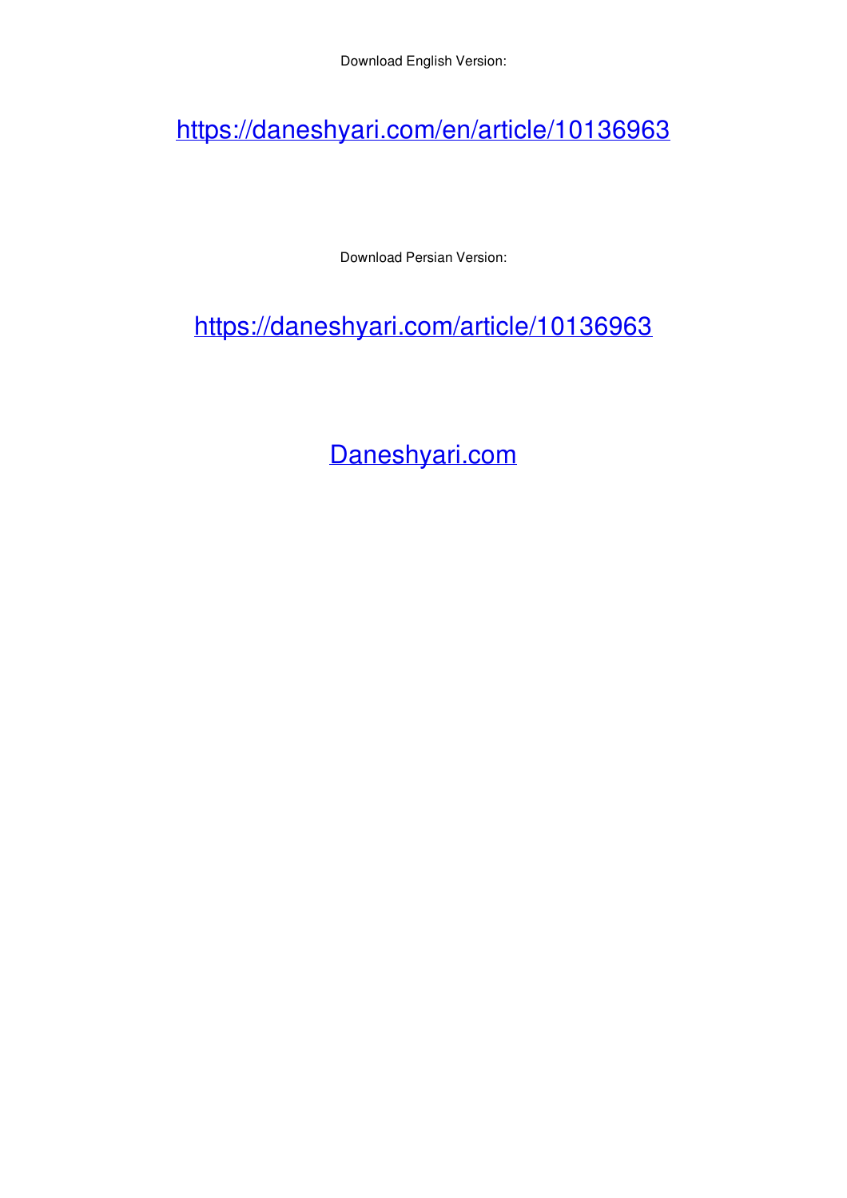Download English Version:

[https://daneshyari.com/en/article/10136963](https://daneshyari.com/en/article/10136963)

Download Persian Version:

[https://daneshyari.com/article/10136963](https://daneshyari.com/article/10136963)

[Daneshyari.com](https://daneshyari.com)